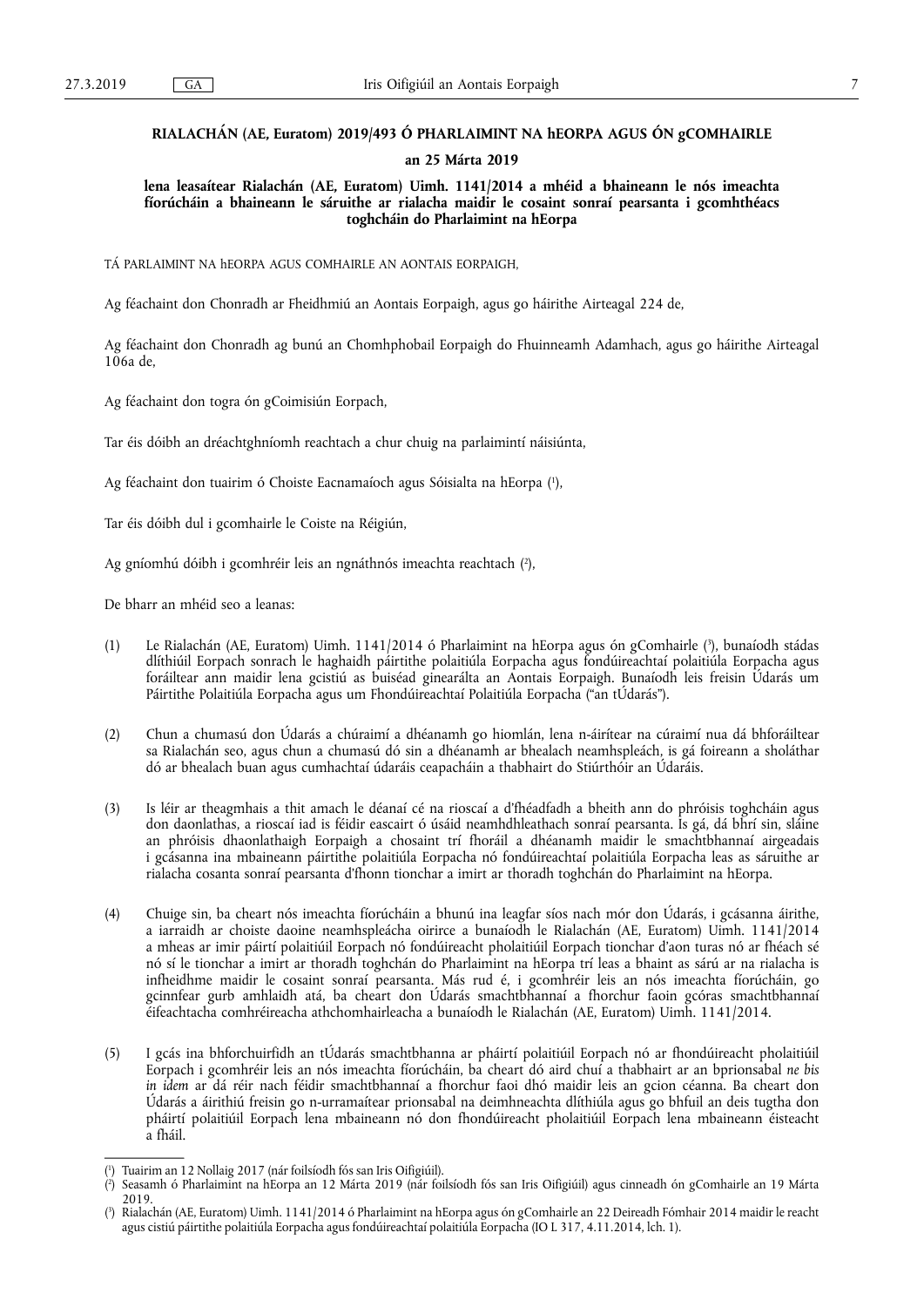# RIALACHÁN (AE, Euratom) 2019/493 Ó PHARLAIMINT NA hEORPA AGUS ÓN gCOMHAIRLE

## an 25 Márta 2019

### lena leasaítear Rialachán (AE, Euratom) Uimh. 1141/2014 a mhéid a bhaineann le nós imeachta fíorúcháin a bhaineann le sáruithe ar rialacha maidir le cosaint sonraí pearsanta i gcomhthéacs toghcháin do Pharlaimint na hEorpa

TÁ PARLAIMINT NA hEORPA AGUS COMHAIRLE AN AONTAIS EORPAIGH,

Ag féachaint don Chonradh ar Fheidhmiú an Aontais Eorpaigh, agus go háirithe Airteagal 224 de,

Ag féachaint don Chonradh ag bunú an Chomhphobail Eorpaigh do Fhuinneamh Adamhach, agus go háirithe Airteagal 106a de,

Ag féachaint don togra ón gCoimisiún Eorpach,

Tar éis dóibh an dréachtghníomh reachtach a chur chuig na parlaimintí náisiúnta,

Ag féachaint don tuairim ó Choiste Eacnamaíoch agus Sóisialta na hEorpa [1],

Tar éis dóibh dul i gcomhairle le Coiste na Réigiún,

Ag gníomhú dóibh i gcomhréir leis an ngnáthnós imeachta reachtach [2],

De bharr an méid seo a leanas:

(1) Le Rialachán (AE, Euratom) Uimh. 1141/2014 ó Pharlaimint na hEorpa agus ón gComhairle [3], bunaíodh stádas dlíthiúil Eorpach sonrach le haghaidh páirtithe polaitiúla Eorpacha agus fondúireachtaí polaitiúla Eorpacha agus foráiltear ann maidir lena gcistiú as buiséad ginearálta an Aontais Eorpaigh. Bunaíodh leis freisin Údarás um Páirtithe Polaitiúla Eorpacha agus um Fhondúireachtaí Polaitiúla Eorpacha ("an tÚdarás").

(2) Chun a chumasú don Údarás a chúraimí a dhéanamh go hiomlán, lena n-áirítear na cúraimí nua dá bhforáiltear sa Rialachán seo, agus chun a chumasú dó sin a dhéanamh ar bhealach neamhspleách, is gá foireann a sholáthar dó ar bhealach buan agus cumhachtaí údaráis ceapacháin a thabhairt do Stiúrthóir an Údaráis.

(3) Is léir ar theagmhais a thit amach le déanaí cé na rioscaí a d'fhéadfadh a bheith ann do phróisis toghcháin agus don daonlathas, a rioscaí iad is féidir eascairt ó úsáid neamhdhleathach sonraí pearsanta. Is gá, dá bhrí sin, sláine an phróisis dhaonlathaigh Eorpaigh a chosaint trí fhoráil a dhéanamh maidir le smachtbhannaí airgeadais i gcásanna ina mbaineann páirtithe polaitiúla Eorpacha nó fondúireachtaí polaitiúla Eorpacha leas as sáruithe ar rialacha cosanta sonraí pearsanta d'fhonn tionchar a imirt ar thoradh toghchán do Pharlaimint na hEorpa.

(4) Chuige sin, ba cheart nós imeachta fíorúcháin a bhunú ina leagfar síos nach mór don Údarás, i gcásanna áirithe, a iarraidh ar choiste daoine neamhspleácha oirirce a bunaíodh le Rialachán (AE, Euratom) Uimh. 1141/2014 a mheas ar imir páirtí polaitiúil Eorpach nó fondúireacht pholaitiúil Eorpach tionchar d'aon turas nó ar fhéach sé nó sí le tionchar a imirt ar thoradh toghchán do Pharlaimint na hEorpa trí leas a bhaint as sárú ar na rialacha is infheidhme maidir le cosaint sonraí pearsanta. Más rud é, i gcomhréir leis an nós imeachta fíorúcháin, go gcinnfear gurb amhlaidh atá, ba cheart don Údarás smachtbhannaí a fhorchur faoin gcóras smachtbhannaí éifeachtacha comhréireacha athchomhairleacha a bunaíodh le Rialachán (AE, Euratom) Uimh. 1141/2014.

(5) I gcás ina bhforchuirfidh an tÚdarás smachtbhanna ar pháirtí polaitiúil Eorpach nó ar fhondúireacht pholaitiúil Eorpach i gcomhréir leis an nós imeachta fíorúcháin, ba cheart dó aird chuí a thabhairt ar an bprionsabal *ne bis in idem* ar dá réir nach féidir smachtbhannaí a fhorchur faoi dhó maidir leis an gcion céanna. Ba cheart don Údarás a áirithiú freisin go n-urramaítear prionsabal na deimhneachta dlíthiúla agus go bhfuil an deis tugtha don pháirtí polaitiúil Eorpach lena mbaineann nó don fhondúireacht pholaitiúil Eorpach lena mbaineann éisteacht a fháil.

---

[1] Tuairim an 12 Nollaig 2017 (nár foilsíodh fós san Iris Oifigiúil).

[2] Seasamh ó Pharlaimint na hEorpa an 12 Márta 2019 (nár foilsíodh fós san Iris Oifigiúil) agus cinneadh ón gComhairle an 19 Márta 2019.

[3] Rialachán (AE, Euratom) Uimh. 1141/2014 ó Pharlaimint na hEorpa agus ón gComhairle an 22 Deireadh Fómhair 2014 maidir le reacht agus cistiú páirtithe polaitiúla Eorpacha agus fondúireachtaí polaitiúla Eorpacha (IO L 317, 4.11.2014, lch. 1).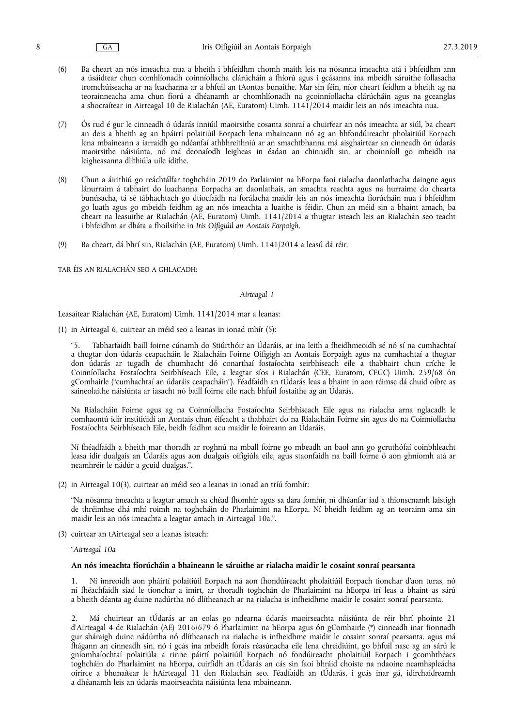(6) Ba cheart an nós imeachta nua a bheith i bhfeidhm chomh maith leis na nósanna imeachta atá i bhfeidhm ann a úsáidtear chun comhlíonadh coinníollacha clárúcháin a fhíorú agus i gcásanna ina mbeidh sáruithe follasacha tromchúiseacha ar na luachanna ar a bhfuil an tAontas bunaithe. Mar sin féin, níor cheart feidhm a bheith ag na teorainneacha ama chun fíorú a dhéanamh ar chomhlíonadh na gcoinníollacha clárúcháin agus na gceanglas a shocraítear in Airteagal 10 de Rialachán (AE, Euratom) Uimh. 1141/2014 maidir leis an nós imeachta nua.

(7) Ós rud é gur le cinneadh ó údarás inniúil maoirsithe cosanta sonraí a chuirfear an nós imeachta ar siúl, ba cheart an deis a bheith ag an bpáirtí polaitiúil Eorpach lena mbaineann nó ag an bhfondúireacht pholaitiúil Eorpach lena mbaineann a iarraidh go ndéanfaí athbhreithniú ar an smachtbhanna má aisghairtear an cinneadh ón údarás maoirsithe náisiúnta, nó má deonaíodh leigheas in éadan an chinnidh sin, ar choinníoll go mbeidh na leigheasanna dlíthiúla uile ídithe.

(8) Chun a áirithiú go reáchtálfar toghcháin 2019 do Parlaimint na hEorpa faoi rialacha daonlathacha daingne agus lánurraim á tabhairt do luachanna Eorpacha an daonlathais, an smachta reachta agus na hurraime do chearta bunúsacha, tá sé tábhachtach go dtiocfaidh na forálacha maidir leis an nós imeachta fíorúcháin nua i bhfeidhm go luath agus go mbeidh feidhm ag an nós imeachta a luaithe is féidir. Chun an méid sin a bhaint amach, ba cheart na leasuithe ar Rialachán (AE, Euratom) Uimh. 1141/2014 a thugtar isteach leis an Rialachán seo teacht i bhfeidhm ar dháta a fhoilsithe in *Iris Oifigiúil an Aontais Eorpaigh*.

(9) Ba cheart, dá bhrí sin, Rialachán (AE, Euratom) Uimh. 1141/2014 a leasú dá réir,

TAR ÉIS AN RIALACHÁN SEO A GHLACADH:

*Airteagal 1*

Leasaítear Rialachán (AE, Euratom) Uimh. 1141/2014 mar a leanas:

(1) in Airteagal 6, cuirtear an méid seo a leanas in ionad mhír (5):

"5. Tabharfaidh baill foirne cúnamh do Stiúrthóir an Údaráis, ar ina leith a fheidhmeoidh sé nó sí na cumhachtaí a thugtar don údarás ceapacháin le Rialacháin Foirne Oifigigh an Aontais Eorpaigh agus na cumhachtaí a thugtar don údarás ar tugadh de chumhacht dó conarthaí fostaíochta seirbhíseach eile a thabhairt chun críche le Coinníollacha Fostaíochta Seirbhíseach Eile, a leagtar síos i Rialachán (CEE, Euratom, CEGC) Uimh. 259/68 ón gComhairle ("cumhachtaí an údaráis ceapacháin"). Féadfaidh an tÚdarás leas a bhaint in aon réimse dá chuid oibre as saineolaithe náisiúnta ar iasacht nó baill foirne eile nach bhfuil fostaithe ag an Údarás.

Na Rialacháin Foirne agus ag na Coinníollacha Fostaíochta Seirbhíseach Eile agus na rialacha arna nglacadh le comhaontú idir institiúidí an Aontais chun éifeacht a thabhairt do na Rialacháin Foirne sin agus do na Coinníollacha Fostaíochta Seirbhíseach Eile, beidh feidhm acu maidir le foireann an Údaráis.

Ní fhéadfaidh a bheith mar thoradh ar roghnú na mball foirne go mbeadh an baol ann go gcruthófaí coinbhleacht leasa idir dualgais an Údaráis agus aon dualgais oifigiúla eile, agus staonfaidh na baill foirne ó aon ghníomh atá ar neamhréir le nádúr a gcuid dualgas.";

(2) in Airteagal 10(3), cuirtear an méid seo a leanas in ionad an tríú fomhír:

"Na nósanna imeachta a leagtar amach sa chéad fhomhír agus sa dara fomhír, ní dhéanfar iad a thionscnamh laistigh de thréimhse dhá mhí roimh na toghcháin do Pharlaimint na hEorpa. Ní bheidh feidhm ag an teorainn ama sin maidir leis an nós imeachta a leagtar amach in Airteagal 10a.";

(3) cuirtear an tAirteagal seo a leanas isteach:

"*Airteagal 10a*

**An nós imeachta fíorúcháin a bhaineann le sáruithe ar rialacha maidir le cosaint sonraí pearsanta**

1. Ní imreoidh aon pháirtí polaitiúil Eorpach ná aon fhondúireacht pholaitiúil Eorpach tionchar d'aon turas, nó ní fhéachfaidh siad le tionchar a imirt, ar thoradh toghchán do Pharlaimint na hEorpa trí leas a bhaint as sárú a bheith déanta ag duine nádúrtha nó dlítheanach ar na rialacha is infheidhme maidir le cosaint sonraí pearsanta.

2. Má chuirtear an tÚdarás ar an eolas go ndearna údarás maoirseachta náisiúnta de réir bhrí phointe 21 d'Airteagal 4 de Rialachán (AE) 2016/679 ó Pharlaimint na hEorpa agus ón gComhairle (*) cinneadh inar fionnadh gur sháraigh duine nádúrtha nó dlítheanach na rialacha is infheidhme maidir le cosaint sonraí pearsanta. agus má fhágann an cinneadh sin, nó i gcás ina mbeidh forais réasúnacha eile lena chreidiúint, go bhfuil nasc ag an sárú le gníomhaíochtaí polaitiúla a rinne páirtí polaitiúil Eorpach nó fondúireacht pholaitiúil Eorpach i gcomhthéacs toghcháin do Pharlaimint na hEorpa, cuirfidh an tÚdarás an cás sin faoi bhráid choiste na ndaoine neamhspleácha oirirce a bhunaítear le hAirteagal 11 den Rialachán seo. Féadfaidh an tÚdarás, i gcás inar gá, idirchaidreamh a dhéanamh leis an údarás maoirseachta náisiúnta lena mbaineann.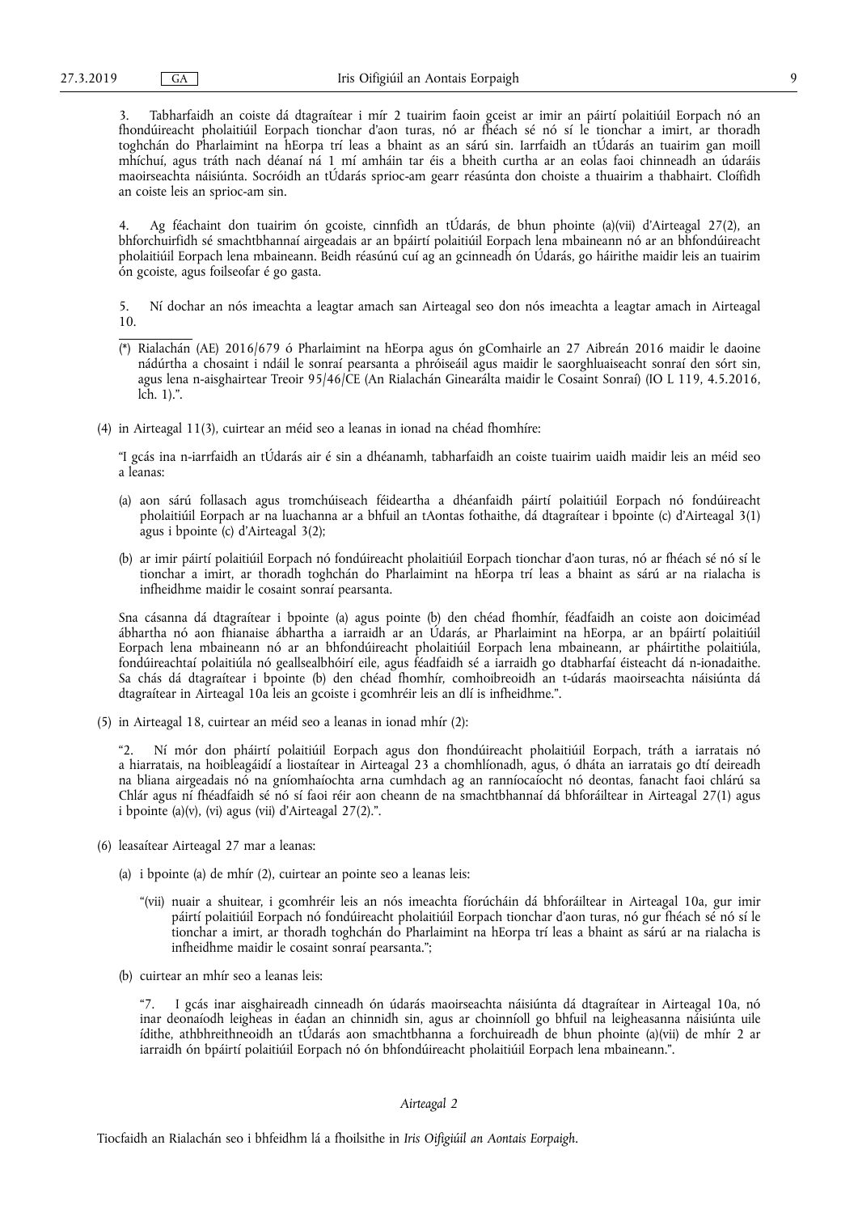3. Tabharfaidh an coiste dá dtagraítear i mír 2 tuairim faoin gceist ar imir an páirtí polaitiúil Eorpach nó an fhondúireacht pholaitiúil Eorpach tionchar d'aon turas, nó ar fhéach sé nó sí le tionchar a imirt, ar thoradh toghchán do Pharlaimint na hEorpa trí leas a bhaint as an sárú sin. Iarrfaidh an tÚdarás an tuairim gan moill mhíchuí, agus tráth nach déanaí ná 1 mí amháin tar éis a bheith curtha ar an eolas faoi chinneadh an údaráis maoirseachta náisiúnta. Socróidh an tÚdarás sprioc-am gearr réasúnta don choiste a thuairim a thabhairt. Cloífidh an coiste leis an sprioc-am sin.

4. Ag féachaint don tuairim ón gcoiste, cinnfidh an tÚdarás, de bhun phointe (a)(vii) d'Airteagal 27(2), an bhforchuirfidh sé smachtbhannaí airgeadais ar an bpáirtí polaitiúil Eorpach lena mbaineann nó ar an bhfondúireacht pholaitiúil Eorpach lena mbaineann. Beidh réasúnú cuí ag an gcinneadh ón Údarás, go háirithe maidir leis an tuairim ón gcoiste, agus foilseofar é go gasta.

5. Ní dochar an nós imeachta a leagtar amach san Airteagal seo don nós imeachta a leagtar amach in Airteagal 10.

(*) Rialachán (AE) 2016/679 ó Pharlaimint na hEorpa agus ón gComhairle an 27 Aibreán 2016 maidir le daoine nádúrtha a chosaint i ndáil le sonraí pearsanta a phróiseáil agus maidir le saorghluaiseacht sonraí den sórt sin, agus lena n-aisghairtear Treoir 95/46/CE (An Rialachán Ginearálta maidir le Cosaint Sonraí) (IO L 119, 4.5.2016, lch. 1).".

(4) in Airteagal 11(3), cuirtear an méid seo a leanas in ionad na chéad fhomhíre:

"I gcás ina n-iarrfaidh an tÚdarás air é sin a dhéanamh, tabharfaidh an coiste tuairim uaidh maidir leis an méid seo a leanas:

(a) aon sárú follasach agus tromchúiseach féideartha a dhéanfaidh páirtí polaitiúil Eorpach nó fondúireacht pholaitiúil Eorpach ar na luachanna ar a bhfuil an tAontas fothaithe, dá dtagraítear i bpointe (c) d'Airteagal 3(1) agus i bpointe (c) d'Airteagal 3(2);

(b) ar imir páirtí polaitiúil Eorpach nó fondúireacht pholaitiúil Eorpach tionchar d'aon turas, nó ar fhéach sé nó sí le tionchar a imirt, ar thoradh toghchán do Pharlaimint na hEorpa trí leas a bhaint as sárú ar na rialacha is infheidhme maidir le cosaint sonraí pearsanta.

Sna cásanna dá dtagraítear i bpointe (a) agus pointe (b) den chéad fhomhír, féadfaidh an coiste aon doiciméad ábhartha nó aon fhianaise ábhartha a iarraidh ar an Údarás, ar Pharlaimint na hEorpa, ar an bpáirtí polaitiúil Eorpach lena mbaineann nó ar an bhfondúireacht pholaitiúil Eorpach lena mbaineann, ar pháirtithe polaitiúla, fondúireachtaí polaitiúla nó geallsealbhóirí eile, agus féadfaidh sé a iarraidh go dtabharfaí éisteacht dá n-ionadaithe. Sa chás dá dtagraítear i bpointe (b) den chéad fhomhír, comhoibreoidh an t-údarás maoirseachta náisiúnta dá dtagraítear in Airteagal 10a leis an gcoiste i gcomhréir leis an dlí is infheidhme.".

(5) in Airteagal 18, cuirtear an méid seo a leanas in ionad mhír (2):

"2. Ní mór don pháirtí polaitiúil Eorpach agus don fhondúireacht pholaitiúil Eorpach, tráth a iarratais nó a hiarratais, na hoibleagáidí a liostaítear in Airteagal 23 a chomhlíonadh, agus, ó dháta an iarratais go dtí deireadh na bliana airgeadais nó na gníomhaíochta arna cumhdach ag an ranníocaíocht nó deontas, fanacht faoi chlárú sa Chlár agus ní fhéadfaidh sé nó sí faoi réir aon cheann de na smachtbhannaí dá bhforáiltear in Airteagal 27(1) agus i bpointe (a)(v), (vi) agus (vii) d'Airteagal 27(2).".

(6) leasaítear Airteagal 27 mar a leanas:

(a) i bpointe (a) de mhír (2), cuirtear an pointe seo a leanas leis:

"(vii) nuair a shuitear, i gcomhréir leis an nós imeachta fíorúcháin dá bhforáiltear in Airteagal 10a, gur imir páirtí polaitiúil Eorpach nó fondúireacht pholaitiúil Eorpach tionchar d'aon turas, nó gur fhéach sé nó sí le tionchar a imirt, ar thoradh toghchán do Pharlaimint na hEorpa trí leas a bhaint as sárú ar na rialacha is infheidhme maidir le cosaint sonraí pearsanta.";

(b) cuirtear an mhír seo a leanas leis:

"7. I gcás inar aisghaireadh cinneadh ón údarás maoirseachta náisiúnta dá dtagraítear in Airteagal 10a, nó inar deonaíodh leigheas in éadan an chinnidh sin, agus ar choinníoll go bhfuil na leigheasanna náisiúnta uile ídithe, athbhreithneoidh an tÚdarás aon smachtbhanna a forchuireadh de bhun phointe (a)(vii) de mhír 2 ar iarraidh ón bpáirtí polaitiúil Eorpach nó ón bhfondúireacht pholaitiúil Eorpach lena mbaineann.".

*Airteagal 2*

Tiocfaidh an Rialachán seo i bhfeidhm lá a fhoilsithe in *Iris Oifigiúil an Aontais Eorpaigh*.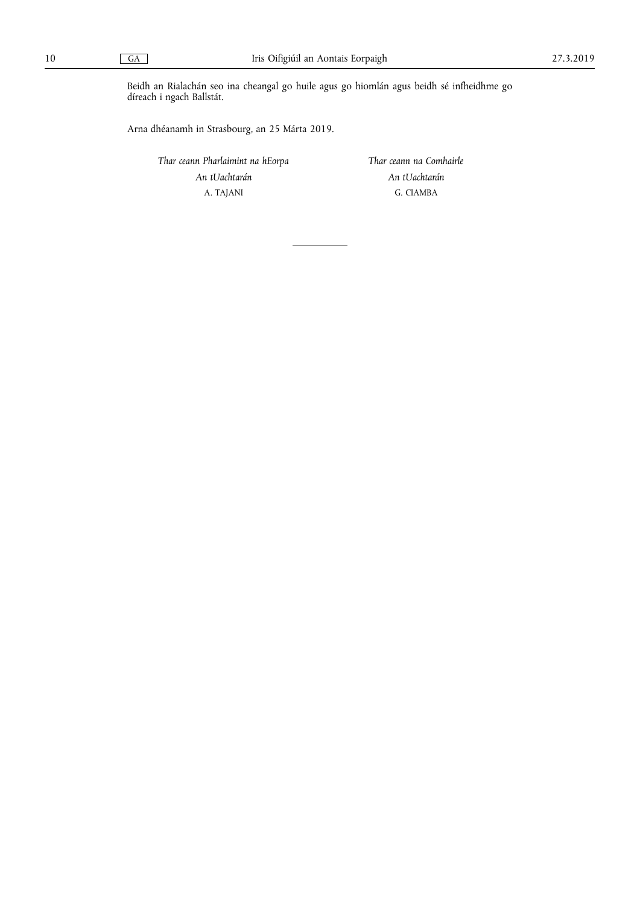Beidh an Rialachán seo ina cheangal go huile agus go hiomlán agus beidh sé infheidhme go díreach i ngach Ballstát.

Arna dhéanamh in Strasbourg, an 25 Márta 2019.

| | |
|---|---|
| *Thar ceann Pharlaimint na hEorpa* | *Thar ceann na Comhairle* |
| *An tUachtarán* | *An tUachtarán* |
| A. TAJANI | G. CIAMBA |